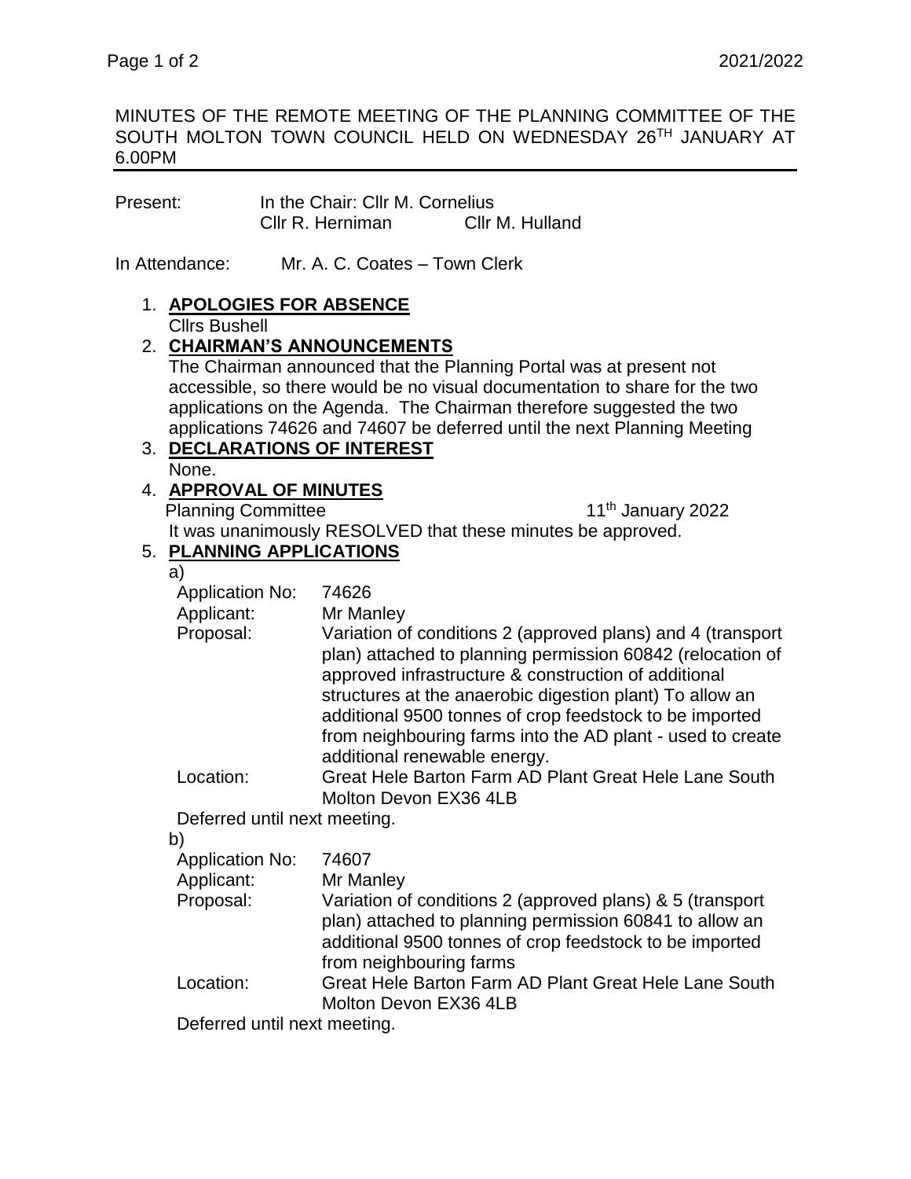MINUTES OF THE REMOTE MEETING OF THE PLANNING COMMITTEE OF THE SOUTH MOLTON TOWN COUNCIL HELD ON WEDNESDAY 26TH JANUARY AT 6.00PM

---

Present: In the Chair: Cllr M. Cornelius
Cllr R. Herniman Cllr M. Hulland

In Attendance: Mr. A. C. Coates – Town Clerk

1. **APOLOGIES FOR ABSENCE**
   Cllrs Bushell
2. **CHAIRMAN'S ANNOUNCEMENTS**
   The Chairman announced that the Planning Portal was at present not accessible, so there would be no visual documentation to share for the two applications on the Agenda. The Chairman therefore suggested the two applications 74626 and 74607 be deferred until the next Planning Meeting
3. **DECLARATIONS OF INTEREST**
   None.
4. **APPROVAL OF MINUTES**
   Planning Committee 11th January 2022
   It was unanimously RESOLVED that these minutes be approved.
5. **PLANNING APPLICATIONS**

   a)

   | | |
   |---|---|
   | Application No: | 74626 |
   | Applicant: | Mr Manley |
   | Proposal: | Variation of conditions 2 (approved plans) and 4 (transport plan) attached to planning permission 60842 (relocation of approved infrastructure & construction of additional structures at the anaerobic digestion plant) To allow an additional 9500 tonnes of crop feedstock to be imported from neighbouring farms into the AD plant - used to create additional renewable energy. |
   | Location: | Great Hele Barton Farm AD Plant Great Hele Lane South Molton Devon EX36 4LB |

   Deferred until next meeting.

   b)

   | | |
   |---|---|
   | Application No: | 74607 |
   | Applicant: | Mr Manley |
   | Proposal: | Variation of conditions 2 (approved plans) & 5 (transport plan) attached to planning permission 60841 to allow an additional 9500 tonnes of crop feedstock to be imported from neighbouring farms |
   | Location: | Great Hele Barton Farm AD Plant Great Hele Lane South Molton Devon EX36 4LB |

   Deferred until next meeting.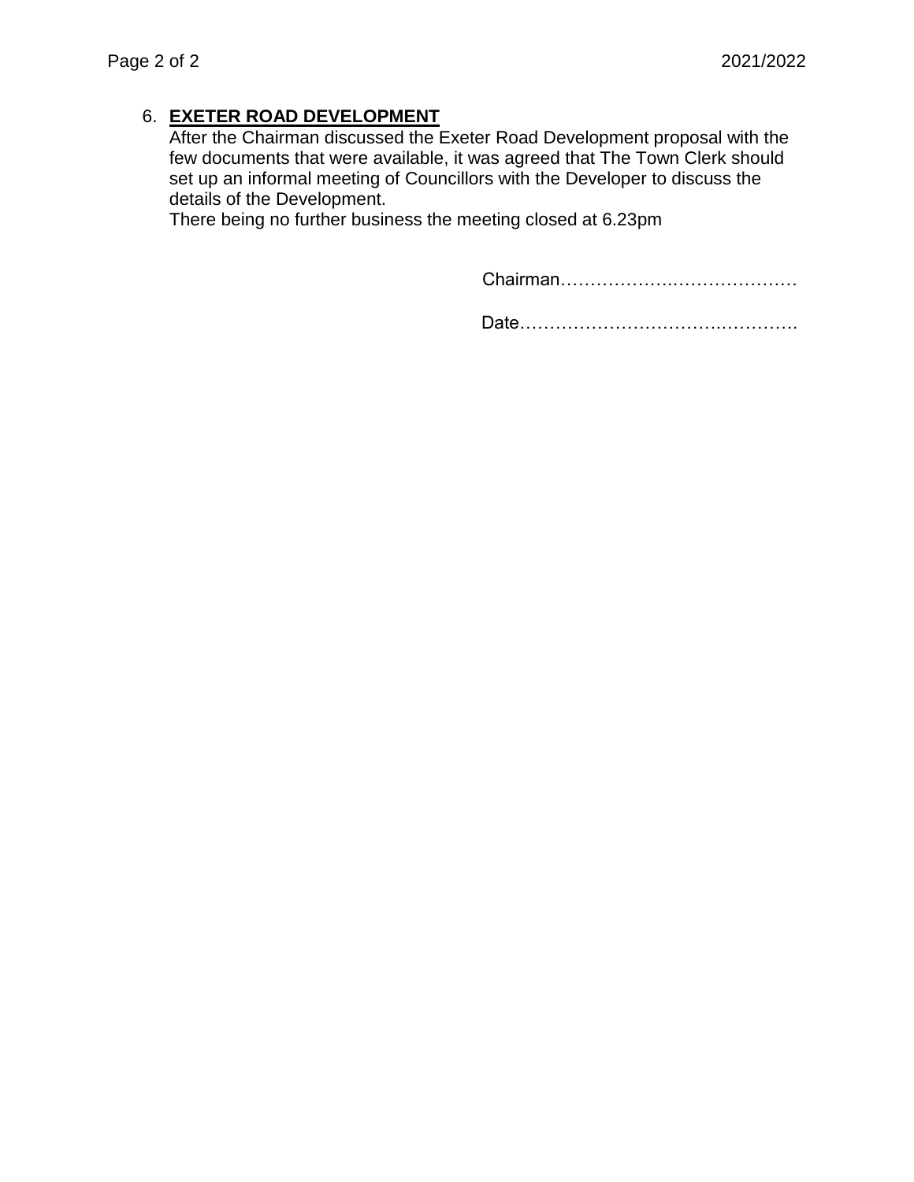6. **EXETER ROAD DEVELOPMENT**

After the Chairman discussed the Exeter Road Development proposal with the few documents that were available, it was agreed that The Town Clerk should set up an informal meeting of Councillors with the Developer to discuss the details of the Development.

There being no further business the meeting closed at 6.23pm

Chairman…………………………………

Date……………………………………….